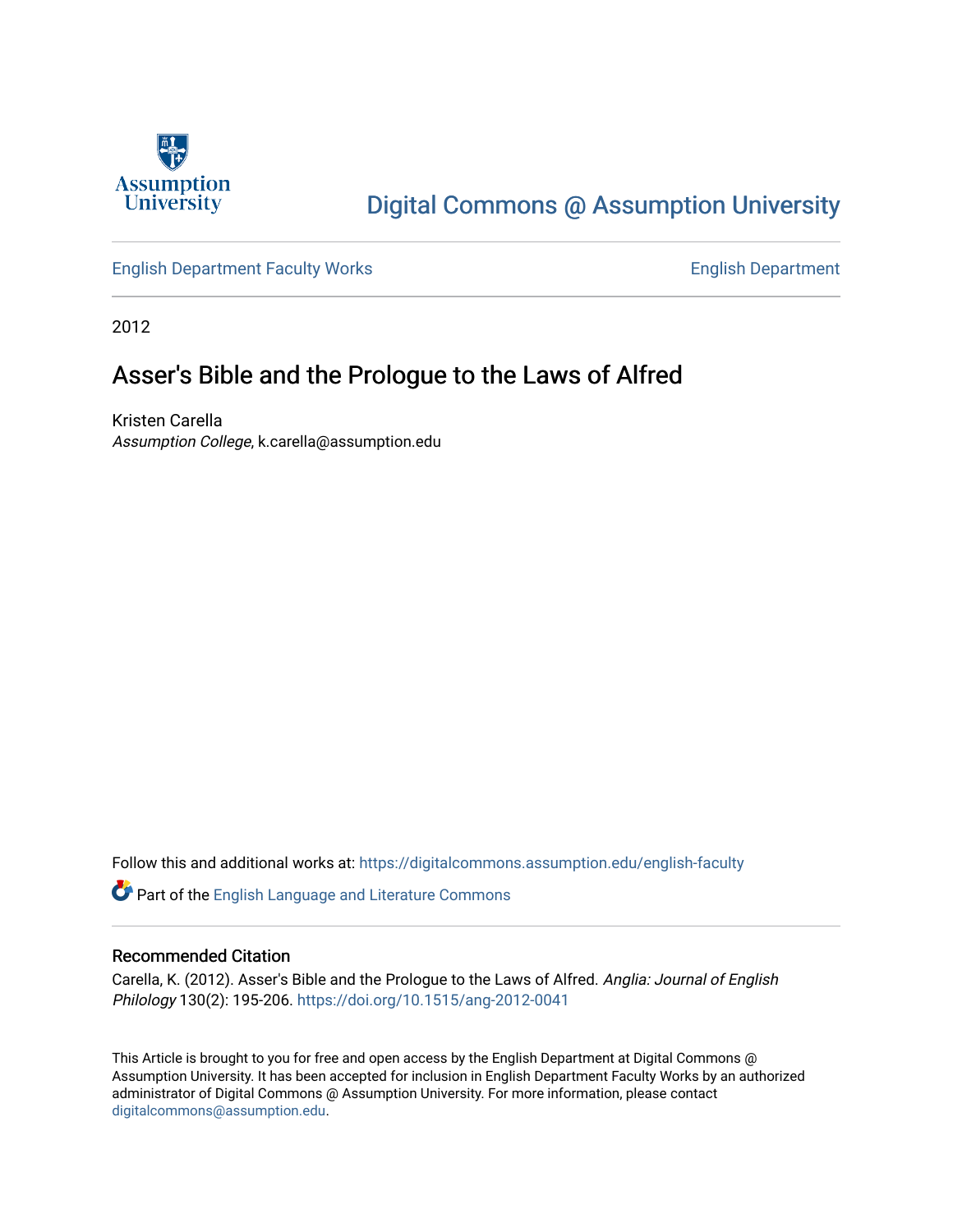Digital Commons @ Assumption University

English Department Faculty Works

English Department

2012

# Asser's Bible and the Prologue to the Laws of Alfred

Kristen Carella
*Assumption College*, k.carella@assumption.edu

Follow this and additional works at: https://digitalcommons.assumption.edu/english-faculty

Part of the English Language and Literature Commons

## Recommended Citation

Carella, K. (2012). Asser's Bible and the Prologue to the Laws of Alfred. *Anglia: Journal of English Philology* 130(2): 195-206. https://doi.org/10.1515/ang-2012-0041

This Article is brought to you for free and open access by the English Department at Digital Commons @ Assumption University. It has been accepted for inclusion in English Department Faculty Works by an authorized administrator of Digital Commons @ Assumption University. For more information, please contact digitalcommons@assumption.edu.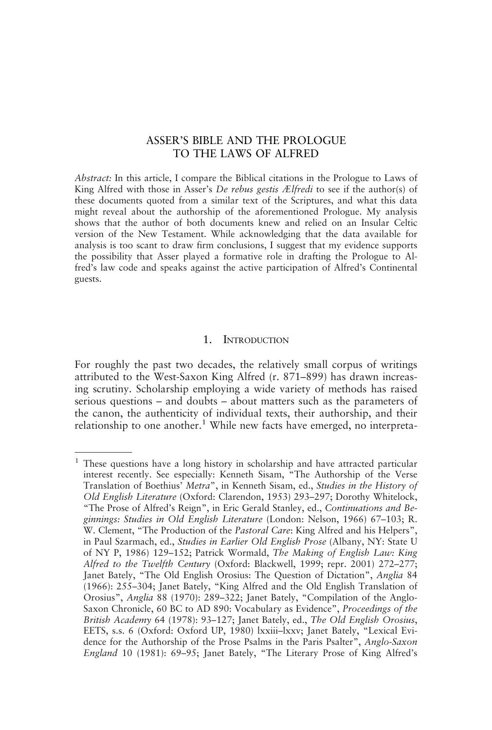# ASSER'S BIBLE AND THE PROLOGUE TO THE LAWS OF ALFRED

*Abstract:* In this article, I compare the Biblical citations in the Prologue to Laws of King Alfred with those in Asser's *De rebus gestis Ælfredi* to see if the author(s) of these documents quoted from a similar text of the Scriptures, and what this data might reveal about the authorship of the aforementioned Prologue. My analysis shows that the author of both documents knew and relied on an Insular Celtic version of the New Testament. While acknowledging that the data available for analysis is too scant to draw firm conclusions, I suggest that my evidence supports the possibility that Asser played a formative role in drafting the Prologue to Alfred's law code and speaks against the active participation of Alfred's Continental guests.

## 1. Introduction

For roughly the past two decades, the relatively small corpus of writings attributed to the West-Saxon King Alfred (r. 871–899) has drawn increasing scrutiny. Scholarship employing a wide variety of methods has raised serious questions – and doubts – about matters such as the parameters of the canon, the authenticity of individual texts, their authorship, and their relationship to one another.[1] While new facts have emerged, no interpreta-

---

[1] These questions have a long history in scholarship and have attracted particular interest recently. See especially: Kenneth Sisam, "The Authorship of the Verse Translation of Boethius' *Metra*", in Kenneth Sisam, ed., *Studies in the History of Old English Literature* (Oxford: Clarendon, 1953) 293–297; Dorothy Whitelock, "The Prose of Alfred's Reign", in Eric Gerald Stanley, ed., *Continuations and Beginnings: Studies in Old English Literature* (London: Nelson, 1966) 67–103; R. W. Clement, "The Production of the *Pastoral Care*: King Alfred and his Helpers", in Paul Szarmach, ed., *Studies in Earlier Old English Prose* (Albany, NY: State U of NY P, 1986) 129–152; Patrick Wormald, *The Making of English Law: King Alfred to the Twelfth Century* (Oxford: Blackwell, 1999; repr. 2001) 272–277; Janet Bately, "The Old English Orosius: The Question of Dictation", *Anglia* 84 (1966): 255–304; Janet Bately, "King Alfred and the Old English Translation of Orosius", *Anglia* 88 (1970): 289–322; Janet Bately, "Compilation of the Anglo-Saxon Chronicle, 60 BC to AD 890: Vocabulary as Evidence", *Proceedings of the British Academy* 64 (1978): 93–127; Janet Bately, ed., *The Old English Orosius*, EETS, s.s. 6 (Oxford: Oxford UP, 1980) lxxiii–lxxv; Janet Bately, "Lexical Evidence for the Authorship of the Prose Psalms in the Paris Psalter", *Anglo-Saxon England* 10 (1981): 69–95; Janet Bately, "The Literary Prose of King Alfred's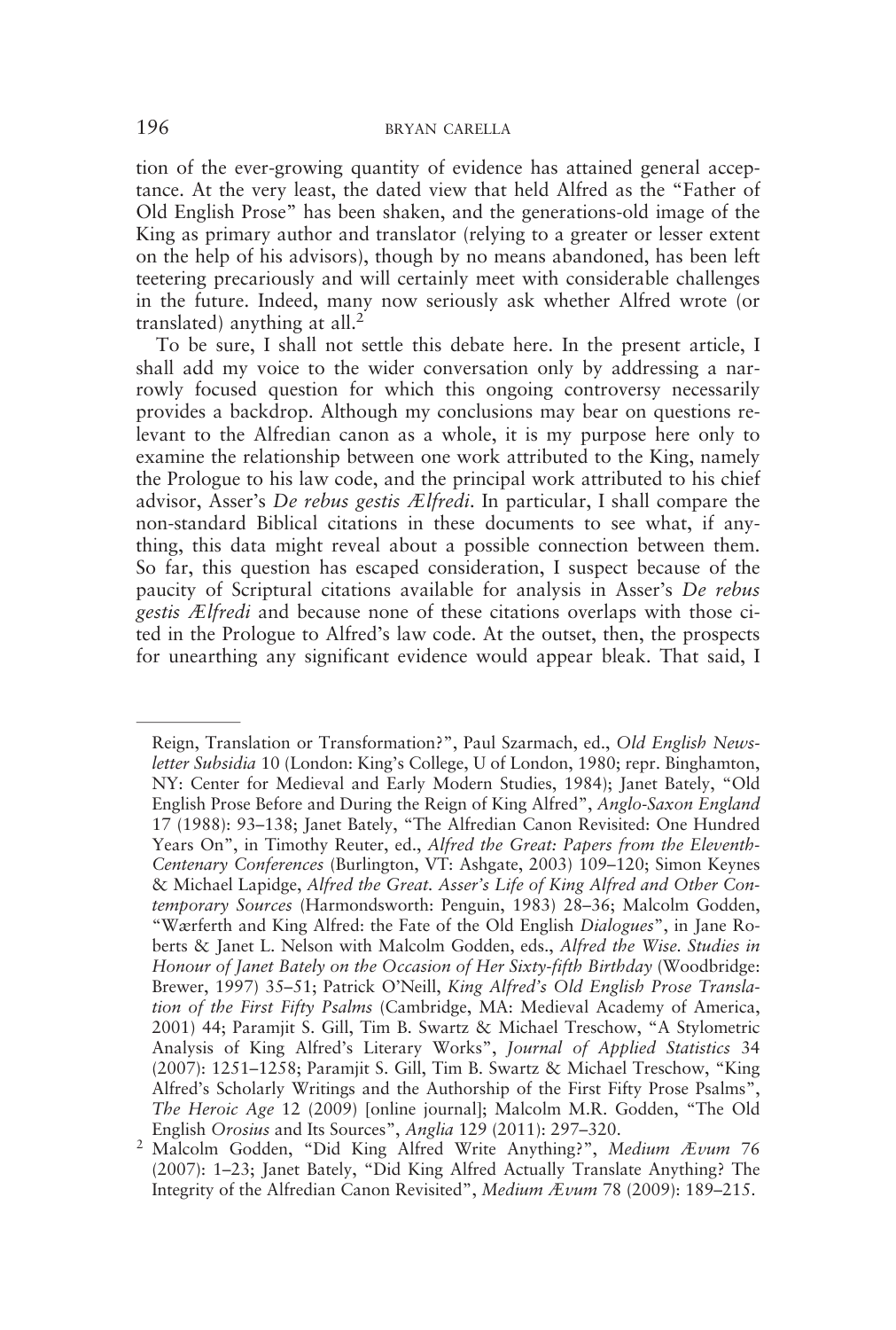tion of the ever-growing quantity of evidence has attained general acceptance. At the very least, the dated view that held Alfred as the "Father of Old English Prose" has been shaken, and the generations-old image of the King as primary author and translator (relying to a greater or lesser extent on the help of his advisors), though by no means abandoned, has been left teetering precariously and will certainly meet with considerable challenges in the future. Indeed, many now seriously ask whether Alfred wrote (or translated) anything at all.[2]

To be sure, I shall not settle this debate here. In the present article, I shall add my voice to the wider conversation only by addressing a narrowly focused question for which this ongoing controversy necessarily provides a backdrop. Although my conclusions may bear on questions relevant to the Alfredian canon as a whole, it is my purpose here only to examine the relationship between one work attributed to the King, namely the Prologue to his law code, and the principal work attributed to his chief advisor, Asser's *De rebus gestis Ælfredi*. In particular, I shall compare the non-standard Biblical citations in these documents to see what, if anything, this data might reveal about a possible connection between them. So far, this question has escaped consideration, I suspect because of the paucity of Scriptural citations available for analysis in Asser's *De rebus gestis Ælfredi* and because none of these citations overlaps with those cited in the Prologue to Alfred's law code. At the outset, then, the prospects for unearthing any significant evidence would appear bleak. That said, I

---

Reign, Translation or Transformation?", Paul Szarmach, ed., *Old English Newsletter Subsidia* 10 (London: King's College, U of London, 1980; repr. Binghamton, NY: Center for Medieval and Early Modern Studies, 1984); Janet Bately, "Old English Prose Before and During the Reign of King Alfred", *Anglo-Saxon England* 17 (1988): 93–138; Janet Bately, "The Alfredian Canon Revisited: One Hundred Years On", in Timothy Reuter, ed., *Alfred the Great: Papers from the Eleventh-Centenary Conferences* (Burlington, VT: Ashgate, 2003) 109–120; Simon Keynes & Michael Lapidge, *Alfred the Great. Asser's Life of King Alfred and Other Contemporary Sources* (Harmondsworth: Penguin, 1983) 28–36; Malcolm Godden, "Wærferth and King Alfred: the Fate of the Old English *Dialogues*", in Jane Roberts & Janet L. Nelson with Malcolm Godden, eds., *Alfred the Wise. Studies in Honour of Janet Bately on the Occasion of Her Sixty-fifth Birthday* (Woodbridge: Brewer, 1997) 35–51; Patrick O'Neill, *King Alfred's Old English Prose Translation of the First Fifty Psalms* (Cambridge, MA: Medieval Academy of America, 2001) 44; Paramjit S. Gill, Tim B. Swartz & Michael Treschow, "A Stylometric Analysis of King Alfred's Literary Works", *Journal of Applied Statistics* 34 (2007): 1251–1258; Paramjit S. Gill, Tim B. Swartz & Michael Treschow, "King Alfred's Scholarly Writings and the Authorship of the First Fifty Prose Psalms", *The Heroic Age* 12 (2009) [online journal]; Malcolm M.R. Godden, "The Old English *Orosius* and Its Sources", *Anglia* 129 (2011): 297–320.

[2] Malcolm Godden, "Did King Alfred Write Anything?", *Medium Ævum* 76 (2007): 1–23; Janet Bately, "Did King Alfred Actually Translate Anything? The Integrity of the Alfredian Canon Revisited", *Medium Ævum* 78 (2009): 189–215.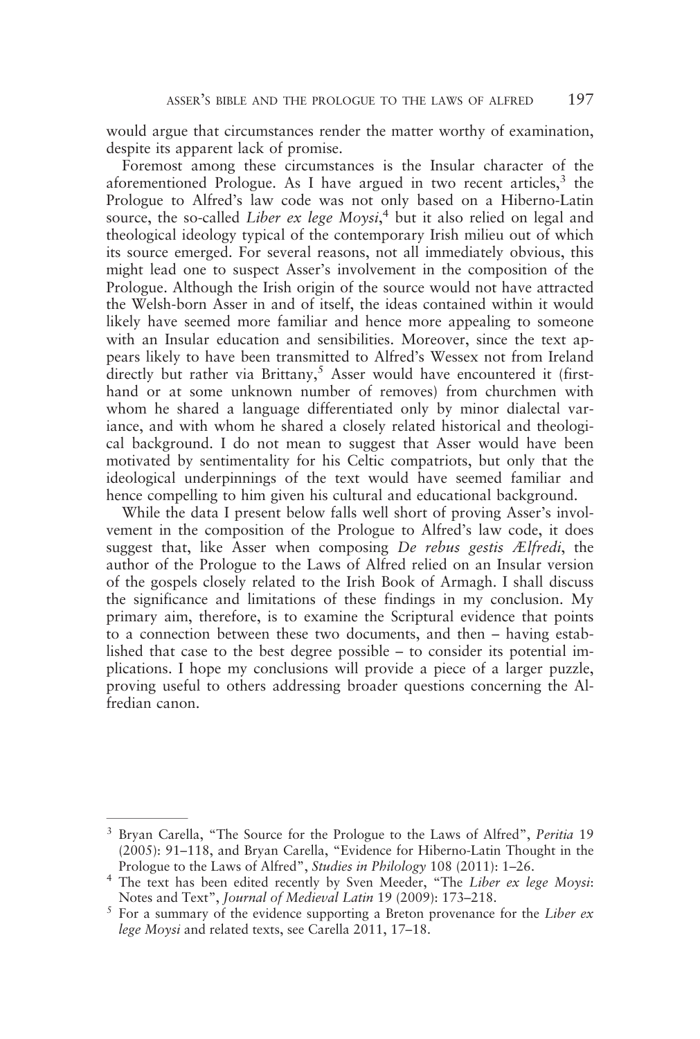would argue that circumstances render the matter worthy of examination, despite its apparent lack of promise.

Foremost among these circumstances is the Insular character of the aforementioned Prologue. As I have argued in two recent articles,[3] the Prologue to Alfred's law code was not only based on a Hiberno-Latin source, the so-called *Liber ex lege Moysi*,[4] but it also relied on legal and theological ideology typical of the contemporary Irish milieu out of which its source emerged. For several reasons, not all immediately obvious, this might lead one to suspect Asser's involvement in the composition of the Prologue. Although the Irish origin of the source would not have attracted the Welsh-born Asser in and of itself, the ideas contained within it would likely have seemed more familiar and hence more appealing to someone with an Insular education and sensibilities. Moreover, since the text appears likely to have been transmitted to Alfred's Wessex not from Ireland directly but rather via Brittany,[5] Asser would have encountered it (first-hand or at some unknown number of removes) from churchmen with whom he shared a language differentiated only by minor dialectal variance, and with whom he shared a closely related historical and theological background. I do not mean to suggest that Asser would have been motivated by sentimentality for his Celtic compatriots, but only that the ideological underpinnings of the text would have seemed familiar and hence compelling to him given his cultural and educational background.

While the data I present below falls well short of proving Asser's involvement in the composition of the Prologue to Alfred's law code, it does suggest that, like Asser when composing *De rebus gestis Ælfredi*, the author of the Prologue to the Laws of Alfred relied on an Insular version of the gospels closely related to the Irish Book of Armagh. I shall discuss the significance and limitations of these findings in my conclusion. My primary aim, therefore, is to examine the Scriptural evidence that points to a connection between these two documents, and then – having established that case to the best degree possible – to consider its potential implications. I hope my conclusions will provide a piece of a larger puzzle, proving useful to others addressing broader questions concerning the Alfredian canon.

---

[3] Bryan Carella, "The Source for the Prologue to the Laws of Alfred", *Peritia* 19 (2005): 91–118, and Bryan Carella, "Evidence for Hiberno-Latin Thought in the Prologue to the Laws of Alfred", *Studies in Philology* 108 (2011): 1–26.

[4] The text has been edited recently by Sven Meeder, "The *Liber ex lege Moysi*: Notes and Text", *Journal of Medieval Latin* 19 (2009): 173–218.

[5] For a summary of the evidence supporting a Breton provenance for the *Liber ex lege Moysi* and related texts, see Carella 2011, 17–18.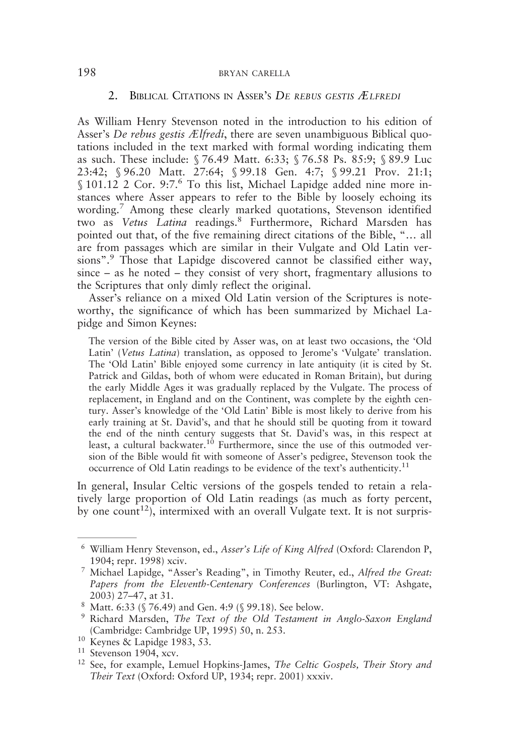## 2. Biblical Citations in Asser's *De rebus gestis Ælfredi*

As William Henry Stevenson noted in the introduction to his edition of Asser's *De rebus gestis Ælfredi*, there are seven unambiguous Biblical quotations included in the text marked with formal wording indicating them as such. These include: § 76.49 Matt. 6:33; § 76.58 Ps. 85:9; § 89.9 Luc 23:42; § 96.20 Matt. 27:64; § 99.18 Gen. 4:7; § 99.21 Prov. 21:1; § 101.12 2 Cor. 9:7.[6] To this list, Michael Lapidge added nine more instances where Asser appears to refer to the Bible by loosely echoing its wording.[7] Among these clearly marked quotations, Stevenson identified two as *Vetus Latina* readings.[8] Furthermore, Richard Marsden has pointed out that, of the five remaining direct citations of the Bible, "… all are from passages which are similar in their Vulgate and Old Latin versions".[9] Those that Lapidge discovered cannot be classified either way, since – as he noted – they consist of very short, fragmentary allusions to the Scriptures that only dimly reflect the original.

Asser's reliance on a mixed Old Latin version of the Scriptures is noteworthy, the significance of which has been summarized by Michael Lapidge and Simon Keynes:

> The version of the Bible cited by Asser was, on at least two occasions, the 'Old Latin' (*Vetus Latina*) translation, as opposed to Jerome's 'Vulgate' translation. The 'Old Latin' Bible enjoyed some currency in late antiquity (it is cited by St. Patrick and Gildas, both of whom were educated in Roman Britain), but during the early Middle Ages it was gradually replaced by the Vulgate. The process of replacement, in England and on the Continent, was complete by the eighth century. Asser's knowledge of the 'Old Latin' Bible is most likely to derive from his early training at St. David's, and that he should still be quoting from it toward the end of the ninth century suggests that St. David's was, in this respect at least, a cultural backwater.[10] Furthermore, since the use of this outmoded version of the Bible would fit with someone of Asser's pedigree, Stevenson took the occurrence of Old Latin readings to be evidence of the text's authenticity.[11]

In general, Insular Celtic versions of the gospels tended to retain a relatively large proportion of Old Latin readings (as much as forty percent, by one count[12]), intermixed with an overall Vulgate text. It is not surpris-

---

[6] William Henry Stevenson, ed., *Asser's Life of King Alfred* (Oxford: Clarendon P, 1904; repr. 1998) xciv.

[7] Michael Lapidge, "Asser's Reading", in Timothy Reuter, ed., *Alfred the Great: Papers from the Eleventh-Centenary Conferences* (Burlington, VT: Ashgate, 2003) 27–47, at 31.

[8] Matt. 6:33 (§ 76.49) and Gen. 4:9 (§ 99.18). See below.

[9] Richard Marsden, *The Text of the Old Testament in Anglo-Saxon England* (Cambridge: Cambridge UP, 1995) 50, n. 253.

[10] Keynes & Lapidge 1983, 53.

[11] Stevenson 1904, xcv.

[12] See, for example, Lemuel Hopkins-James, *The Celtic Gospels, Their Story and Their Text* (Oxford: Oxford UP, 1934; repr. 2001) xxxiv.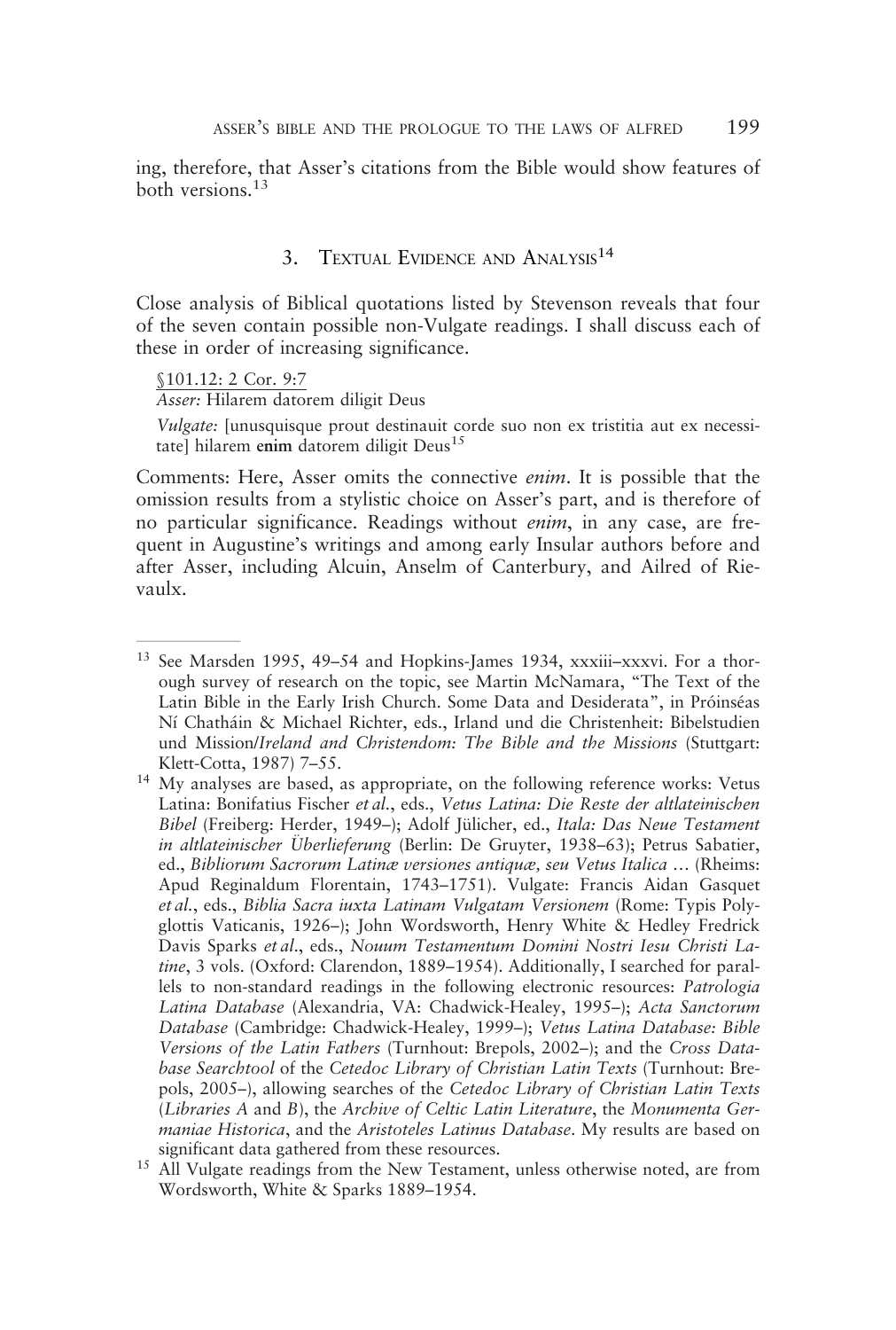ing, therefore, that Asser's citations from the Bible would show features of both versions.[13]

## 3. Textual Evidence and Analysis[14]

Close analysis of Biblical quotations listed by Stevenson reveals that four of the seven contain possible non-Vulgate readings. I shall discuss each of these in order of increasing significance.

§101.12: 2 Cor. 9:7
*Asser:* Hilarem datorem diligit Deus

*Vulgate:* [unusquisque prout destinauit corde suo non ex tristitia aut ex necessitate] hilarem **enim** datorem diligit Deus[15]

Comments: Here, Asser omits the connective *enim*. It is possible that the omission results from a stylistic choice on Asser's part, and is therefore of no particular significance. Readings without *enim*, in any case, are frequent in Augustine's writings and among early Insular authors before and after Asser, including Alcuin, Anselm of Canterbury, and Ailred of Rievaulx.

---

[13] See Marsden 1995, 49–54 and Hopkins-James 1934, xxxiii–xxxvi. For a thorough survey of research on the topic, see Martin McNamara, "The Text of the Latin Bible in the Early Irish Church. Some Data and Desiderata", in Próinséas Ní Chatháin & Michael Richter, eds., Irland und die Christenheit: Bibelstudien und Mission/*Ireland and Christendom: The Bible and the Missions* (Stuttgart: Klett-Cotta, 1987) 7–55.

[14] My analyses are based, as appropriate, on the following reference works: Vetus Latina: Bonifatius Fischer *et al.*, eds., *Vetus Latina: Die Reste der altlateinischen Bibel* (Freiberg: Herder, 1949–); Adolf Jülicher, ed., *Itala: Das Neue Testament in altlateinischer Überlieferung* (Berlin: De Gruyter, 1938–63); Petrus Sabatier, ed., *Bibliorum Sacrorum Latinæ versiones antiquæ, seu Vetus Italica …* (Rheims: Apud Reginaldum Florentain, 1743–1751). Vulgate: Francis Aidan Gasquet *et al.*, eds., *Biblia Sacra iuxta Latinam Vulgatam Versionem* (Rome: Typis Polyglottis Vaticanis, 1926–); John Wordsworth, Henry White & Hedley Fredrick Davis Sparks *et al.*, eds., *Nouum Testamentum Domini Nostri Iesu Christi Latine*, 3 vols. (Oxford: Clarendon, 1889–1954). Additionally, I searched for parallels to non-standard readings in the following electronic resources: *Patrologia Latina Database* (Alexandria, VA: Chadwick-Healey, 1995–); *Acta Sanctorum Database* (Cambridge: Chadwick-Healey, 1999–); *Vetus Latina Database: Bible Versions of the Latin Fathers* (Turnhout: Brepols, 2002–); and the *Cross Database Searchtool* of the *Cetedoc Library of Christian Latin Texts* (Turnhout: Brepols, 2005–), allowing searches of the *Cetedoc Library of Christian Latin Texts* (*Libraries A* and *B*), the *Archive of Celtic Latin Literature*, the *Monumenta Germaniae Historica*, and the *Aristoteles Latinus Database*. My results are based on significant data gathered from these resources.

[15] All Vulgate readings from the New Testament, unless otherwise noted, are from Wordsworth, White & Sparks 1889–1954.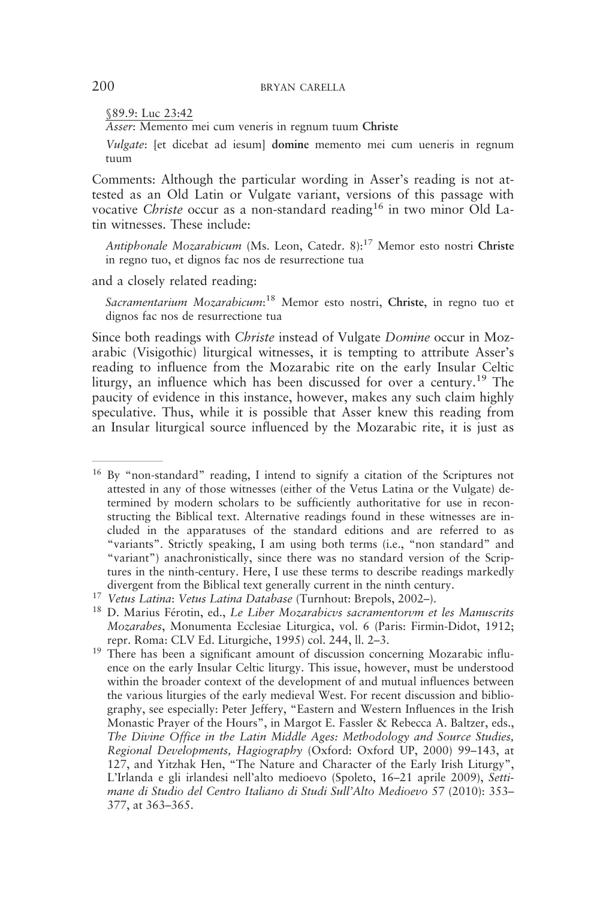§89.9: Luc 23:42

*Asser*: Memento mei cum veneris in regnum tuum **Christe**

*Vulgate*: [et dicebat ad iesum] **domine** memento mei cum ueneris in regnum tuum

Comments: Although the particular wording in Asser's reading is not attested as an Old Latin or Vulgate variant, versions of this passage with vocative *Christe* occur as a non-standard reading[16] in two minor Old Latin witnesses. These include:

*Antiphonale Mozarabicum* (Ms. Leon, Catedr. 8):[17] Memor esto nostri **Christe** in regno tuo, et dignos fac nos de resurrectione tua

and a closely related reading:

*Sacramentarium Mozarabicum*:[18] Memor esto nostri, **Christe**, in regno tuo et dignos fac nos de resurrectione tua

Since both readings with *Christe* instead of Vulgate *Domine* occur in Mozarabic (Visigothic) liturgical witnesses, it is tempting to attribute Asser's reading to influence from the Mozarabic rite on the early Insular Celtic liturgy, an influence which has been discussed for over a century.[19] The paucity of evidence in this instance, however, makes any such claim highly speculative. Thus, while it is possible that Asser knew this reading from an Insular liturgical source influenced by the Mozarabic rite, it is just as

---

[16] By "non-standard" reading, I intend to signify a citation of the Scriptures not attested in any of those witnesses (either of the Vetus Latina or the Vulgate) determined by modern scholars to be sufficiently authoritative for use in reconstructing the Biblical text. Alternative readings found in these witnesses are included in the apparatuses of the standard editions and are referred to as "variants". Strictly speaking, I am using both terms (i.e., "non standard" and "variant") anachronistically, since there was no standard version of the Scriptures in the ninth-century. Here, I use these terms to describe readings markedly divergent from the Biblical text generally current in the ninth century.

[17] *Vetus Latina*: *Vetus Latina Database* (Turnhout: Brepols, 2002–).

[18] D. Marius Férotin, ed., *Le Liber Mozarabicvs sacramentorvm et les Manuscrits Mozarabes*, Monumenta Ecclesiae Liturgica, vol. 6 (Paris: Firmin-Didot, 1912; repr. Roma: CLV Ed. Liturgiche, 1995) col. 244, ll. 2–3.

[19] There has been a significant amount of discussion concerning Mozarabic influence on the early Insular Celtic liturgy. This issue, however, must be understood within the broader context of the development of and mutual influences between the various liturgies of the early medieval West. For recent discussion and bibliography, see especially: Peter Jeffery, "Eastern and Western Influences in the Irish Monastic Prayer of the Hours", in Margot E. Fassler & Rebecca A. Baltzer, eds., *The Divine Office in the Latin Middle Ages: Methodology and Source Studies, Regional Developments, Hagiography* (Oxford: Oxford UP, 2000) 99–143, at 127, and Yitzhak Hen, "The Nature and Character of the Early Irish Liturgy", L'Irlanda e gli irlandesi nell'alto medioevo (Spoleto, 16–21 aprile 2009), *Settimane di Studio del Centro Italiano di Studi Sull'Alto Medioevo* 57 (2010): 353–377, at 363–365.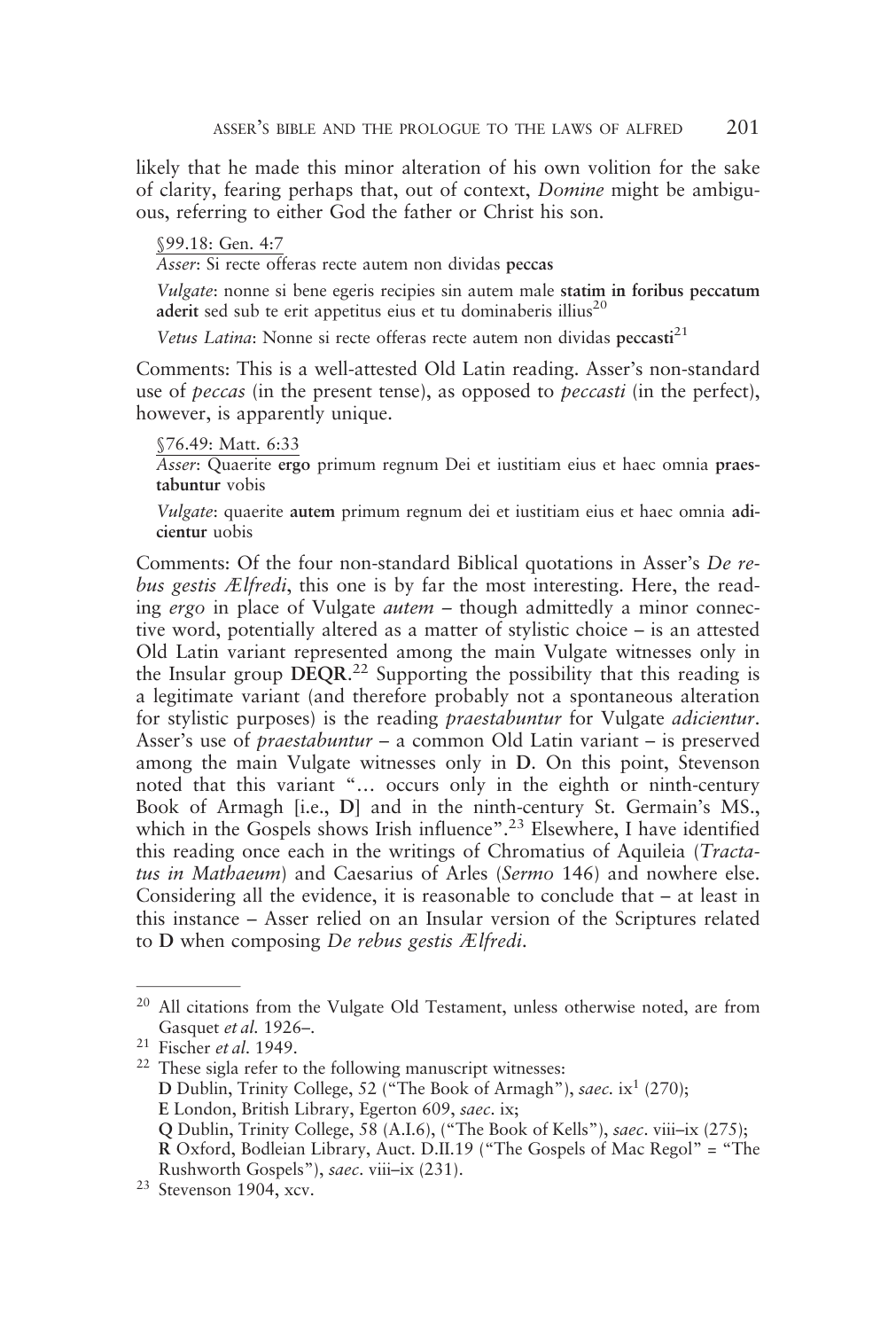likely that he made this minor alteration of his own volition for the sake of clarity, fearing perhaps that, out of context, *Domine* might be ambiguous, referring to either God the father or Christ his son.

§99.18: Gen. 4:7

*Asser*: Si recte offeras recte autem non dividas **peccas**

*Vulgate*: nonne si bene egeris recipies sin autem male **statim in foribus peccatum aderit** sed sub te erit appetitus eius et tu dominaberis illius[20]

*Vetus Latina*: Nonne si recte offeras recte autem non dividas **peccasti**[21]

Comments: This is a well-attested Old Latin reading. Asser's non-standard use of *peccas* (in the present tense), as opposed to *peccasti* (in the perfect), however, is apparently unique.

§76.49: Matt. 6:33

*Asser*: Quaerite **ergo** primum regnum Dei et iustitiam eius et haec omnia **praestabuntur** vobis

*Vulgate*: quaerite **autem** primum regnum dei et iustitiam eius et haec omnia **adicientur** uobis

Comments: Of the four non-standard Biblical quotations in Asser's *De rebus gestis Ælfredi*, this one is by far the most interesting. Here, the reading *ergo* in place of Vulgate *autem* – though admittedly a minor connective word, potentially altered as a matter of stylistic choice – is an attested Old Latin variant represented among the main Vulgate witnesses only in the Insular group **DEQR**.[22] Supporting the possibility that this reading is a legitimate variant (and therefore probably not a spontaneous alteration for stylistic purposes) is the reading *praestabuntur* for Vulgate *adicientur*. Asser's use of *praestabuntur* – a common Old Latin variant – is preserved among the main Vulgate witnesses only in **D**. On this point, Stevenson noted that this variant "… occurs only in the eighth or ninth-century Book of Armagh [i.e., **D**] and in the ninth-century St. Germain's MS., which in the Gospels shows Irish influence".[23] Elsewhere, I have identified this reading once each in the writings of Chromatius of Aquileia (*Tractatus in Mathaeum*) and Caesarius of Arles (*Sermo* 146) and nowhere else. Considering all the evidence, it is reasonable to conclude that – at least in this instance – Asser relied on an Insular version of the Scriptures related to **D** when composing *De rebus gestis Ælfredi*.

---

[20] All citations from the Vulgate Old Testament, unless otherwise noted, are from Gasquet *et al*. 1926–.

[21] Fischer *et al*. 1949.

[22] These sigla refer to the following manuscript witnesses:
**D** Dublin, Trinity College, 52 ("The Book of Armagh"), *saec*. ix$^1$ (270);
**E** London, British Library, Egerton 609, *saec*. ix;
**Q** Dublin, Trinity College, 58 (A.I.6), ("The Book of Kells"), *saec*. viii–ix (275);
**R** Oxford, Bodleian Library, Auct. D.II.19 ("The Gospels of Mac Regol" = "The Rushworth Gospels"), *saec*. viii–ix (231).

[23] Stevenson 1904, xcv.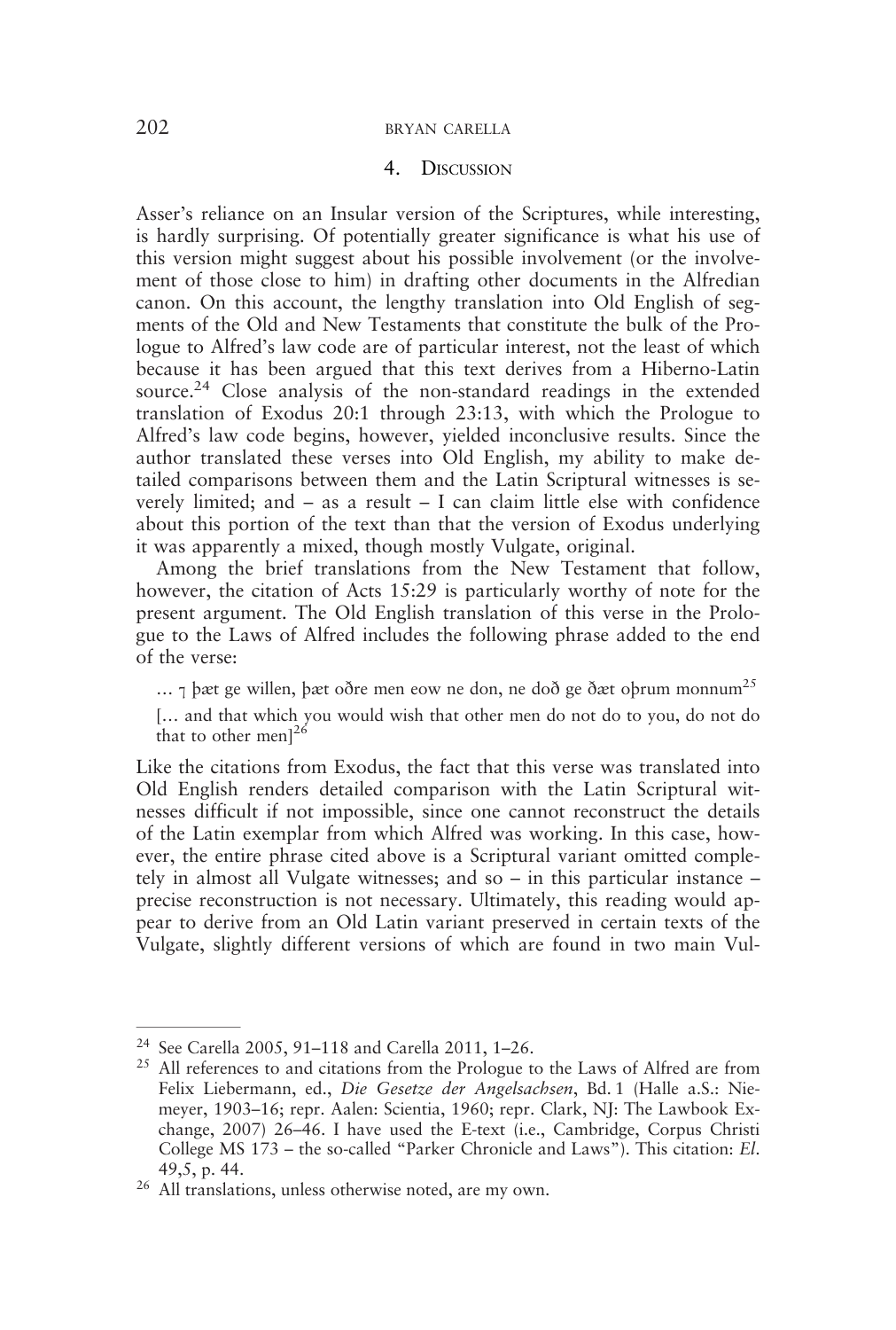## 4. Discussion

Asser's reliance on an Insular version of the Scriptures, while interesting, is hardly surprising. Of potentially greater significance is what his use of this version might suggest about his possible involvement (or the involvement of those close to him) in drafting other documents in the Alfredian canon. On this account, the lengthy translation into Old English of segments of the Old and New Testaments that constitute the bulk of the Prologue to Alfred's law code are of particular interest, not the least of which because it has been argued that this text derives from a Hiberno-Latin source.[24] Close analysis of the non-standard readings in the extended translation of Exodus 20:1 through 23:13, with which the Prologue to Alfred's law code begins, however, yielded inconclusive results. Since the author translated these verses into Old English, my ability to make detailed comparisons between them and the Latin Scriptural witnesses is severely limited; and – as a result – I can claim little else with confidence about this portion of the text than that the version of Exodus underlying it was apparently a mixed, though mostly Vulgate, original.

Among the brief translations from the New Testament that follow, however, the citation of Acts 15:29 is particularly worthy of note for the present argument. The Old English translation of this verse in the Prologue to the Laws of Alfred includes the following phrase added to the end of the verse:

> … ⁊ þæt ge willen, þæt oðre men eow ne don, ne doð ge ðæt oþrum monnum[25]
>
> [… and that which you would wish that other men do not do to you, do not do that to other men][26]

Like the citations from Exodus, the fact that this verse was translated into Old English renders detailed comparison with the Latin Scriptural witnesses difficult if not impossible, since one cannot reconstruct the details of the Latin exemplar from which Alfred was working. In this case, however, the entire phrase cited above is a Scriptural variant omitted completely in almost all Vulgate witnesses; and so – in this particular instance – precise reconstruction is not necessary. Ultimately, this reading would appear to derive from an Old Latin variant preserved in certain texts of the Vulgate, slightly different versions of which are found in two main Vul-

---

[24] See Carella 2005, 91–118 and Carella 2011, 1–26.

[25] All references to and citations from the Prologue to the Laws of Alfred are from Felix Liebermann, ed., *Die Gesetze der Angelsachsen*, Bd. 1 (Halle a.S.: Niemeyer, 1903–16; repr. Aalen: Scientia, 1960; repr. Clark, NJ: The Lawbook Exchange, 2007) 26–46. I have used the E-text (i.e., Cambridge, Corpus Christi College MS 173 – the so-called "Parker Chronicle and Laws"). This citation: *El*. 49,5, p. 44.

[26] All translations, unless otherwise noted, are my own.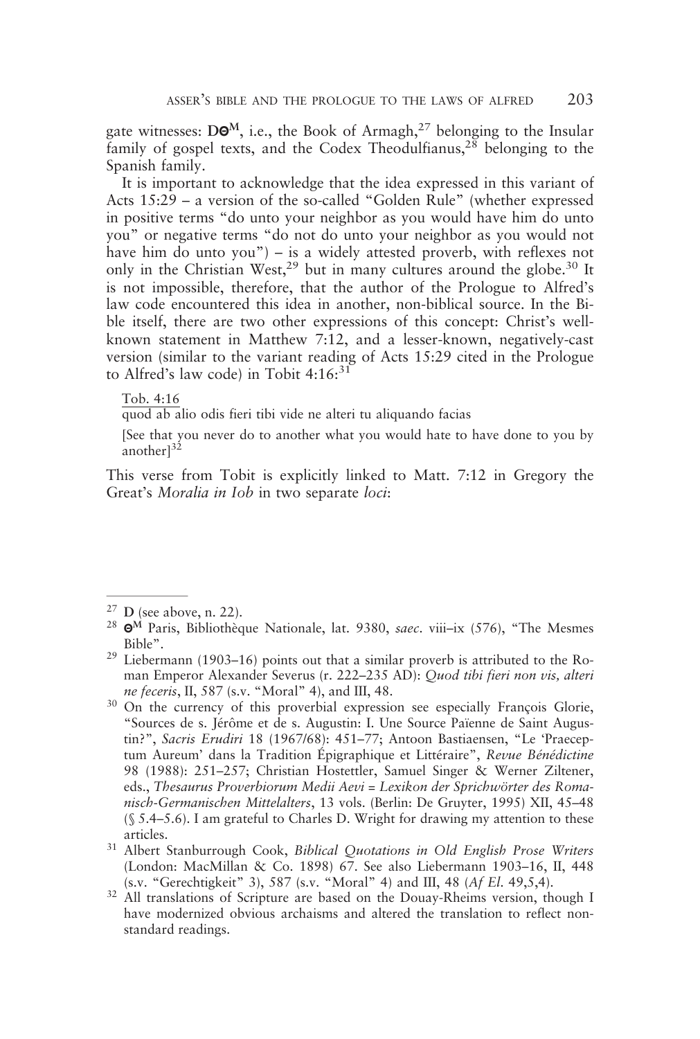gate witnesses: **DΘ**$^{M}$, i.e., the Book of Armagh,[27] belonging to the Insular family of gospel texts, and the Codex Theodulfianus,[28] belonging to the Spanish family.

It is important to acknowledge that the idea expressed in this variant of Acts 15:29 – a version of the so-called "Golden Rule" (whether expressed in positive terms "do unto your neighbor as you would have him do unto you" or negative terms "do not do unto your neighbor as you would not have him do unto you") – is a widely attested proverb, with reflexes not only in the Christian West,[29] but in many cultures around the globe.[30] It is not impossible, therefore, that the author of the Prologue to Alfred's law code encountered this idea in another, non-biblical source. In the Bible itself, there are two other expressions of this concept: Christ's well-known statement in Matthew 7:12, and a lesser-known, negatively-cast version (similar to the variant reading of Acts 15:29 cited in the Prologue to Alfred's law code) in Tobit 4:16:[31]

> Tob. 4:16
> quod ab alio odis fieri tibi vide ne alteri tu aliquando facias
>
> [See that you never do to another what you would hate to have done to you by another][32]

This verse from Tobit is explicitly linked to Matt. 7:12 in Gregory the Great's *Moralia in Iob* in two separate *loci*:

---

[27] **D** (see above, n. 22).

[28] **Θ**$^{M}$ Paris, Bibliothèque Nationale, lat. 9380, *saec.* viii–ix (576), "The Mesmes Bible".

[29] Liebermann (1903–16) points out that a similar proverb is attributed to the Roman Emperor Alexander Severus (r. 222–235 AD): *Quod tibi fieri non vis, alteri ne feceris*, II, 587 (s.v. "Moral" 4), and III, 48.

[30] On the currency of this proverbial expression see especially François Glorie, "Sources de s. Jérôme et de s. Augustin: I. Une Source Païenne de Saint Augustin?", *Sacris Erudiri* 18 (1967/68): 451–77; Antoon Bastiaensen, "Le 'Praeceptum Aureum' dans la Tradition Épigraphique et Littéraire", *Revue Bénédictine* 98 (1988): 251–257; Christian Hostettler, Samuel Singer & Werner Ziltener, eds., *Thesaurus Proverbiorum Medii Aevi = Lexikon der Sprichwörter des Romanisch-Germanischen Mittelalters*, 13 vols. (Berlin: De Gruyter, 1995) XII, 45–48 (§ 5.4–5.6). I am grateful to Charles D. Wright for drawing my attention to these articles.

[31] Albert Stanburrough Cook, *Biblical Quotations in Old English Prose Writers* (London: MacMillan & Co. 1898) 67. See also Liebermann 1903–16, II, 448 (s.v. "Gerechtigkeit" 3), 587 (s.v. "Moral" 4) and III, 48 (*Af El.* 49,5,4).

[32] All translations of Scripture are based on the Douay-Rheims version, though I have modernized obvious archaisms and altered the translation to reflect non-standard readings.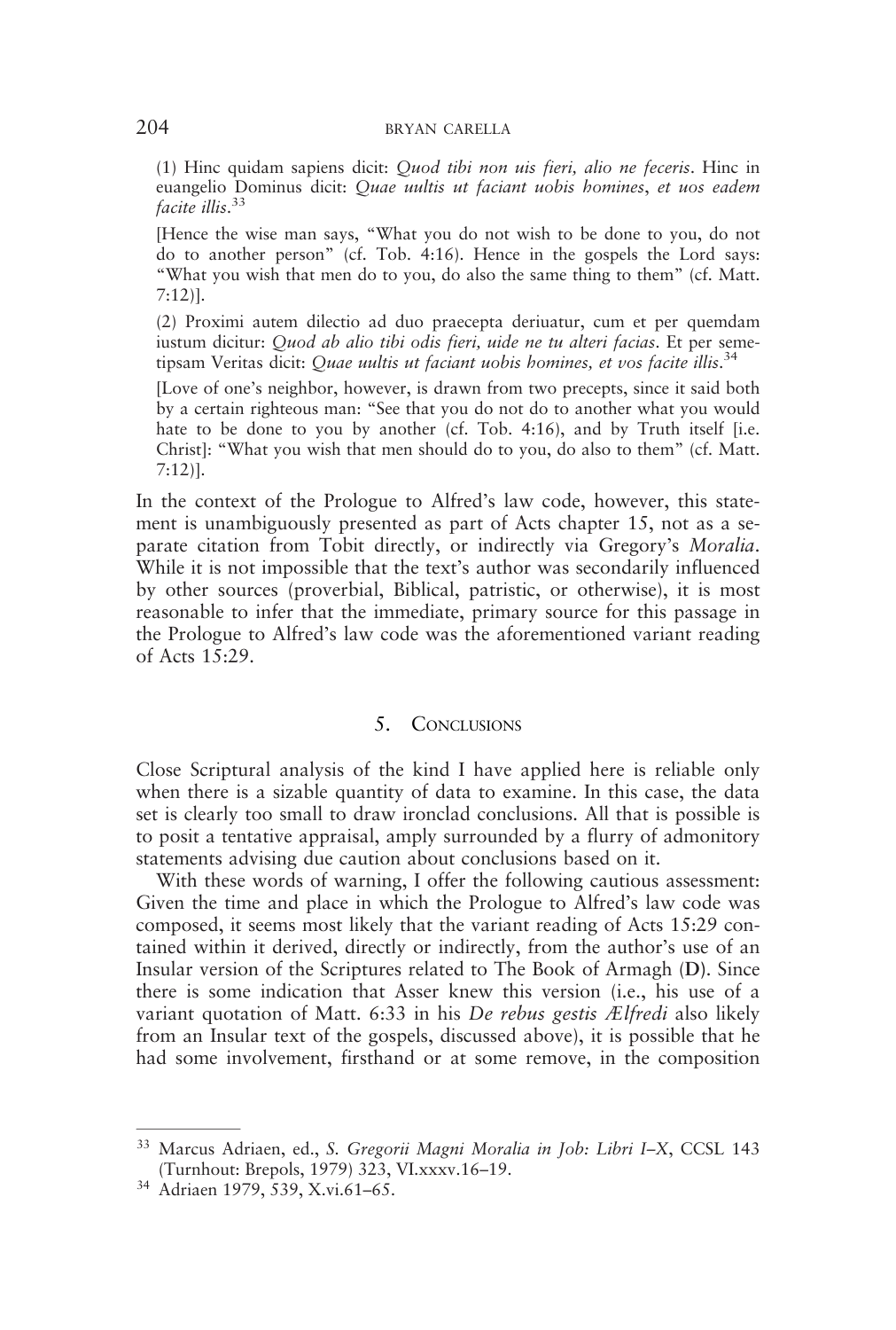(1) Hinc quidam sapiens dicit: *Quod tibi non uis fieri, alio ne feceris*. Hinc in euangelio Dominus dicit: *Quae uultis ut faciant uobis homines*, *et uos eadem facite illis*.[33]

[Hence the wise man says, "What you do not wish to be done to you, do not do to another person" (cf. Tob. 4:16). Hence in the gospels the Lord says: "What you wish that men do to you, do also the same thing to them" (cf. Matt. 7:12)].

(2) Proximi autem dilectio ad duo praecepta deriuatur, cum et per quemdam iustum dicitur: *Quod ab alio tibi odis fieri, uide ne tu alteri facias*. Et per semetipsam Veritas dicit: *Quae uultis ut faciant uobis homines, et vos facite illis*.[34]

[Love of one's neighbor, however, is drawn from two precepts, since it said both by a certain righteous man: "See that you do not do to another what you would hate to be done to you by another (cf. Tob. 4:16), and by Truth itself [i.e. Christ]: "What you wish that men should do to you, do also to them" (cf. Matt. 7:12)].

In the context of the Prologue to Alfred's law code, however, this statement is unambiguously presented as part of Acts chapter 15, not as a separate citation from Tobit directly, or indirectly via Gregory's *Moralia*. While it is not impossible that the text's author was secondarily influenced by other sources (proverbial, Biblical, patristic, or otherwise), it is most reasonable to infer that the immediate, primary source for this passage in the Prologue to Alfred's law code was the aforementioned variant reading of Acts 15:29.

## 5. Conclusions

Close Scriptural analysis of the kind I have applied here is reliable only when there is a sizable quantity of data to examine. In this case, the data set is clearly too small to draw ironclad conclusions. All that is possible is to posit a tentative appraisal, amply surrounded by a flurry of admonitory statements advising due caution about conclusions based on it.

With these words of warning, I offer the following cautious assessment: Given the time and place in which the Prologue to Alfred's law code was composed, it seems most likely that the variant reading of Acts 15:29 contained within it derived, directly or indirectly, from the author's use of an Insular version of the Scriptures related to The Book of Armagh (**D**). Since there is some indication that Asser knew this version (i.e., his use of a variant quotation of Matt. 6:33 in his *De rebus gestis Ælfredi* also likely from an Insular text of the gospels, discussed above), it is possible that he had some involvement, firsthand or at some remove, in the composition

---

[33] Marcus Adriaen, ed., *S. Gregorii Magni Moralia in Job: Libri I–X*, CCSL 143 (Turnhout: Brepols, 1979) 323, VI.xxxv.16–19.

[34] Adriaen 1979, 539, X.vi.61–65.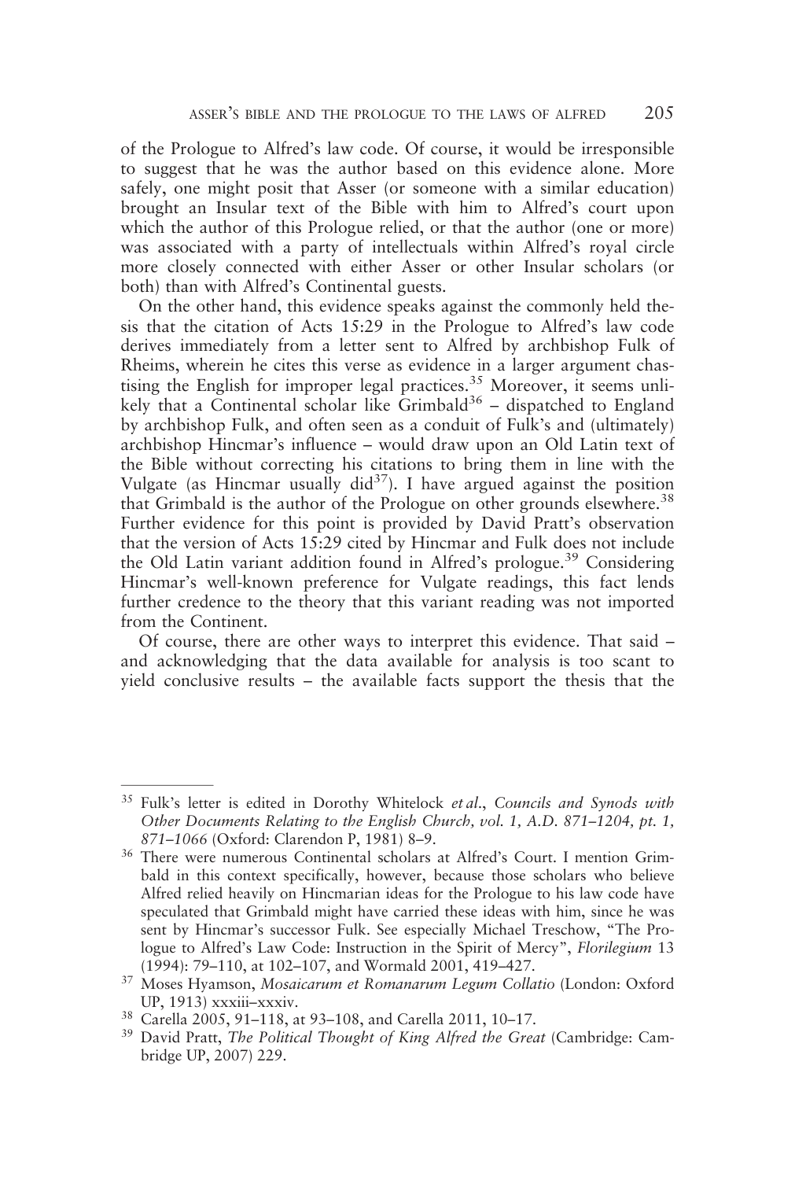of the Prologue to Alfred's law code. Of course, it would be irresponsible to suggest that he was the author based on this evidence alone. More safely, one might posit that Asser (or someone with a similar education) brought an Insular text of the Bible with him to Alfred's court upon which the author of this Prologue relied, or that the author (one or more) was associated with a party of intellectuals within Alfred's royal circle more closely connected with either Asser or other Insular scholars (or both) than with Alfred's Continental guests.

On the other hand, this evidence speaks against the commonly held thesis that the citation of Acts 15:29 in the Prologue to Alfred's law code derives immediately from a letter sent to Alfred by archbishop Fulk of Rheims, wherein he cites this verse as evidence in a larger argument chastising the English for improper legal practices.[35] Moreover, it seems unlikely that a Continental scholar like Grimbald[36] – dispatched to England by archbishop Fulk, and often seen as a conduit of Fulk's and (ultimately) archbishop Hincmar's influence – would draw upon an Old Latin text of the Bible without correcting his citations to bring them in line with the Vulgate (as Hincmar usually did[37]). I have argued against the position that Grimbald is the author of the Prologue on other grounds elsewhere.[38] Further evidence for this point is provided by David Pratt's observation that the version of Acts 15:29 cited by Hincmar and Fulk does not include the Old Latin variant addition found in Alfred's prologue.[39] Considering Hincmar's well-known preference for Vulgate readings, this fact lends further credence to the theory that this variant reading was not imported from the Continent.

Of course, there are other ways to interpret this evidence. That said – and acknowledging that the data available for analysis is too scant to yield conclusive results – the available facts support the thesis that the

---

[35] Fulk's letter is edited in Dorothy Whitelock *et al.*, *Councils and Synods with Other Documents Relating to the English Church, vol. 1, A.D. 871–1204, pt. 1, 871–1066* (Oxford: Clarendon P, 1981) 8–9.

[36] There were numerous Continental scholars at Alfred's Court. I mention Grimbald in this context specifically, however, because those scholars who believe Alfred relied heavily on Hincmarian ideas for the Prologue to his law code have speculated that Grimbald might have carried these ideas with him, since he was sent by Hincmar's successor Fulk. See especially Michael Treschow, "The Prologue to Alfred's Law Code: Instruction in the Spirit of Mercy", *Florilegium* 13 (1994): 79–110, at 102–107, and Wormald 2001, 419–427.

[37] Moses Hyamson, *Mosaicarum et Romanarum Legum Collatio* (London: Oxford UP, 1913) xxxiii–xxxiv.

[38] Carella 2005, 91–118, at 93–108, and Carella 2011, 10–17.

[39] David Pratt, *The Political Thought of King Alfred the Great* (Cambridge: Cambridge UP, 2007) 229.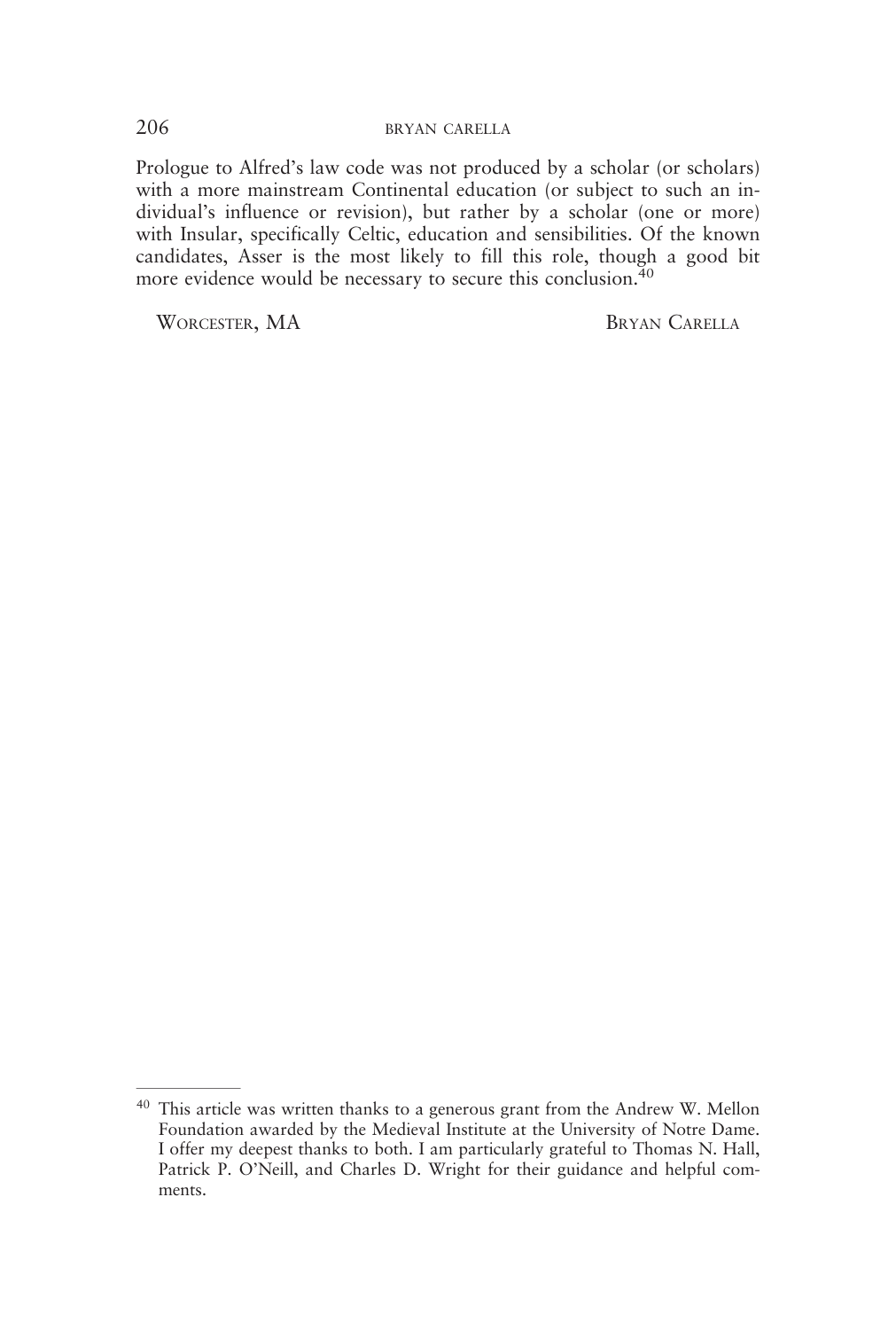Prologue to Alfred's law code was not produced by a scholar (or scholars) with a more mainstream Continental education (or subject to such an individual's influence or revision), but rather by a scholar (one or more) with Insular, specifically Celtic, education and sensibilities. Of the known candidates, Asser is the most likely to fill this role, though a good bit more evidence would be necessary to secure this conclusion.[40]

WORCESTER, MA BRYAN CARELLA

---

[40] This article was written thanks to a generous grant from the Andrew W. Mellon Foundation awarded by the Medieval Institute at the University of Notre Dame. I offer my deepest thanks to both. I am particularly grateful to Thomas N. Hall, Patrick P. O'Neill, and Charles D. Wright for their guidance and helpful comments.